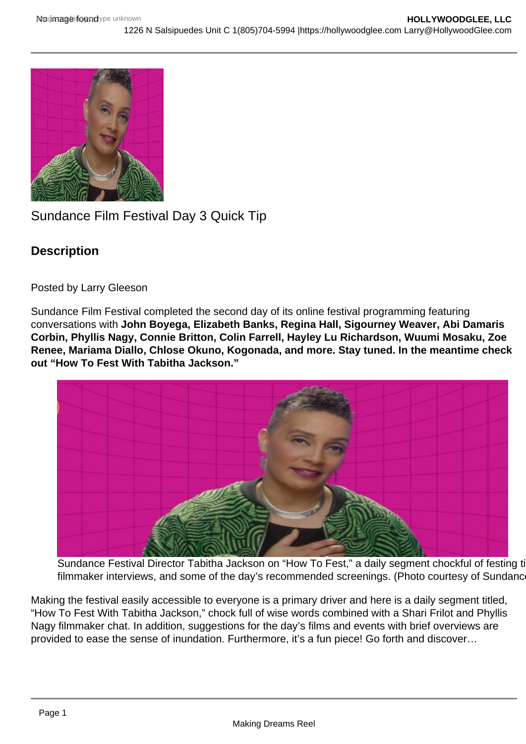Sundance Film Festival Day 3 Quick Tip

## Description

Posted by Larry Gleeson

Sundance Film Festival completed the second day of its online festival programming featuring conversations with **John Boyega, Elizabeth Banks, Regina Hall, Sigourney Weaver, Abi Damaris Corbin, Phyllis Nagy, Connie Britton, Colin Farrell, Hayley Lu Richardson, Wuumi Mosaku, Zoe Renee, Mariama Diallo, Chlose Okuno, Kogonada, and more. Stay tuned. In the meantime check out "How To Fest With Tabitha Jackson."**

Sundance Festival Director Tabitha Jackson on "How To Fest," a daily segment chockful of festing ti filmmaker interviews, and some of the day's recommended screenings. (Photo courtesy of Sundanc

Making the festival easily accessible to everyone is a primary driver and here is a daily segment titled, "How To Fest With Tabitha Jackson," chock full of wise words combined with a Shari Frilot and Phyllis Nagy filmmaker chat. In addition, suggestions for the day's films and events with brief overviews are provided to ease the sense of inundation. Furthermore, it's a fun piece! Go forth and discover…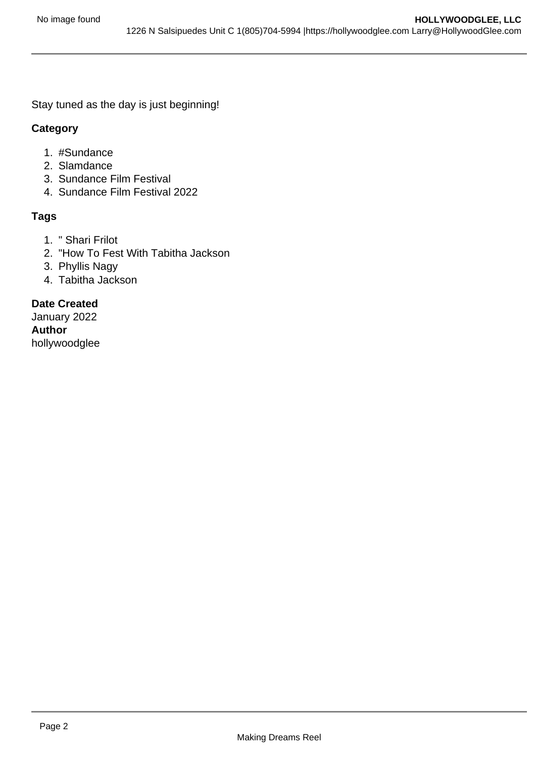Stay tuned as the day is just beginning!

**Category**

1. #Sundance
2. Slamdance
3. Sundance Film Festival
4. Sundance Film Festival 2022

**Tags**

1. " Shari Frilot
2. "How To Fest With Tabitha Jackson
3. Phyllis Nagy
4. Tabitha Jackson

**Date Created**
January 2022
**Author**
hollywoodglee